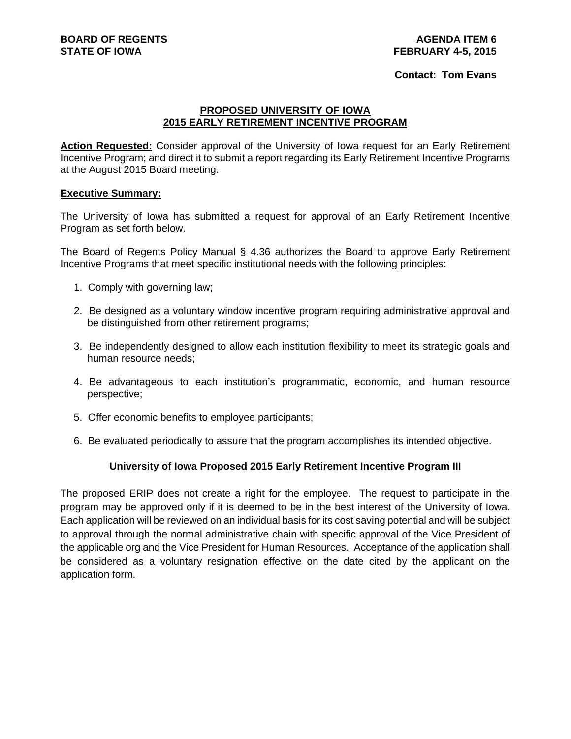**BOARD OF REGENTS**
**STATE OF IOWA**

**AGENDA ITEM 6**
**FEBRUARY 4-5, 2015**

**Contact: Tom Evans**

# PROPOSED UNIVERSITY OF IOWA 2015 EARLY RETIREMENT INCENTIVE PROGRAM

**Action Requested:** Consider approval of the University of Iowa request for an Early Retirement Incentive Program; and direct it to submit a report regarding its Early Retirement Incentive Programs at the August 2015 Board meeting.

## Executive Summary:

The University of Iowa has submitted a request for approval of an Early Retirement Incentive Program as set forth below.

The Board of Regents Policy Manual § 4.36 authorizes the Board to approve Early Retirement Incentive Programs that meet specific institutional needs with the following principles:

1. Comply with governing law;
2. Be designed as a voluntary window incentive program requiring administrative approval and be distinguished from other retirement programs;
3. Be independently designed to allow each institution flexibility to meet its strategic goals and human resource needs;
4. Be advantageous to each institution's programmatic, economic, and human resource perspective;
5. Offer economic benefits to employee participants;
6. Be evaluated periodically to assure that the program accomplishes its intended objective.

### University of Iowa Proposed 2015 Early Retirement Incentive Program III

The proposed ERIP does not create a right for the employee. The request to participate in the program may be approved only if it is deemed to be in the best interest of the University of Iowa. Each application will be reviewed on an individual basis for its cost saving potential and will be subject to approval through the normal administrative chain with specific approval of the Vice President of the applicable org and the Vice President for Human Resources. Acceptance of the application shall be considered as a voluntary resignation effective on the date cited by the applicant on the application form.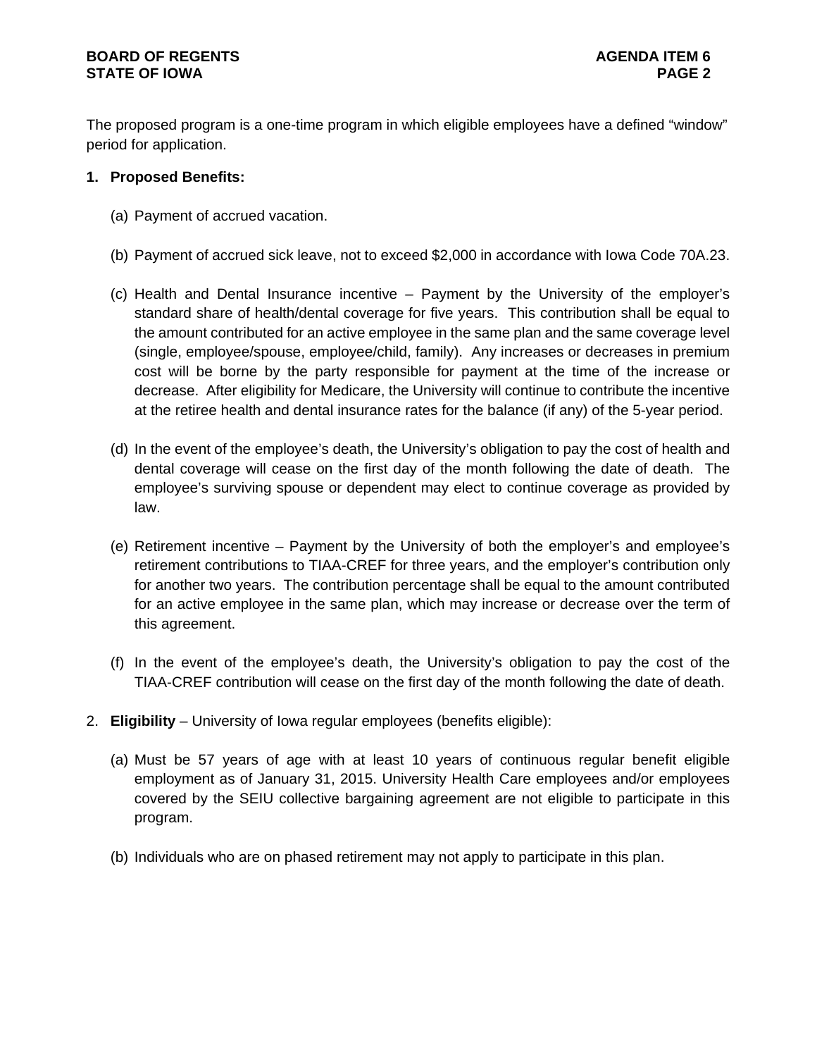The proposed program is a one-time program in which eligible employees have a defined “window” period for application.

1. **Proposed Benefits:**

   (a) Payment of accrued vacation.

   (b) Payment of accrued sick leave, not to exceed $2,000 in accordance with Iowa Code 70A.23.

   (c) Health and Dental Insurance incentive – Payment by the University of the employer’s standard share of health/dental coverage for five years. This contribution shall be equal to the amount contributed for an active employee in the same plan and the same coverage level (single, employee/spouse, employee/child, family). Any increases or decreases in premium cost will be borne by the party responsible for payment at the time of the increase or decrease. After eligibility for Medicare, the University will continue to contribute the incentive at the retiree health and dental insurance rates for the balance (if any) of the 5-year period.

   (d) In the event of the employee’s death, the University’s obligation to pay the cost of health and dental coverage will cease on the first day of the month following the date of death. The employee’s surviving spouse or dependent may elect to continue coverage as provided by law.

   (e) Retirement incentive – Payment by the University of both the employer’s and employee’s retirement contributions to TIAA-CREF for three years, and the employer’s contribution only for another two years. The contribution percentage shall be equal to the amount contributed for an active employee in the same plan, which may increase or decrease over the term of this agreement.

   (f) In the event of the employee’s death, the University’s obligation to pay the cost of the TIAA-CREF contribution will cease on the first day of the month following the date of death.

2. **Eligibility** – University of Iowa regular employees (benefits eligible):

   (a) Must be 57 years of age with at least 10 years of continuous regular benefit eligible employment as of January 31, 2015. University Health Care employees and/or employees covered by the SEIU collective bargaining agreement are not eligible to participate in this program.

   (b) Individuals who are on phased retirement may not apply to participate in this plan.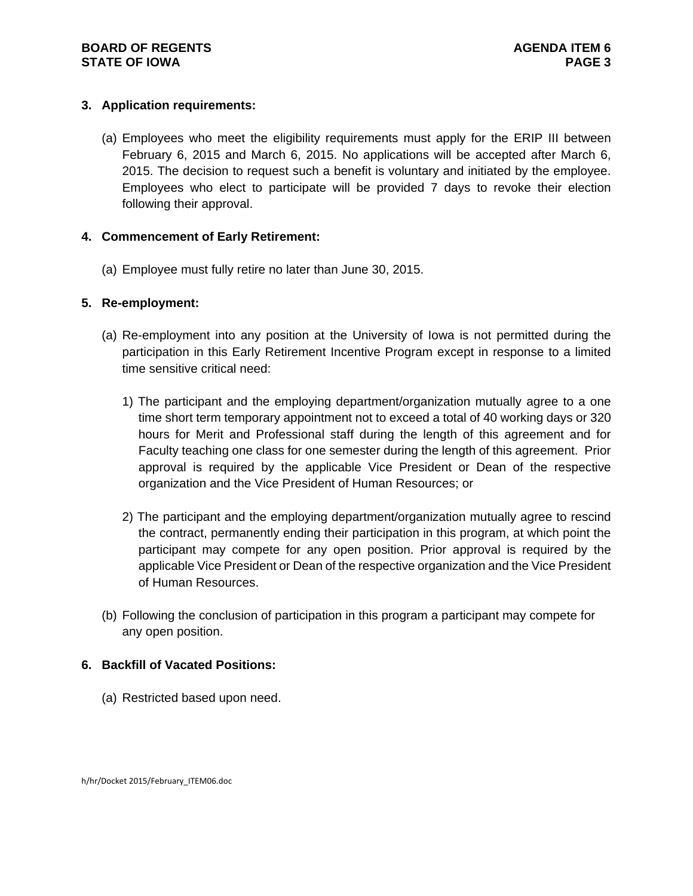3. **Application requirements:**

   (a) Employees who meet the eligibility requirements must apply for the ERIP III between February 6, 2015 and March 6, 2015. No applications will be accepted after March 6, 2015. The decision to request such a benefit is voluntary and initiated by the employee. Employees who elect to participate will be provided 7 days to revoke their election following their approval.

4. **Commencement of Early Retirement:**

   (a) Employee must fully retire no later than June 30, 2015.

5. **Re-employment:**

   (a) Re-employment into any position at the University of Iowa is not permitted during the participation in this Early Retirement Incentive Program except in response to a limited time sensitive critical need:

      1) The participant and the employing department/organization mutually agree to a one time short term temporary appointment not to exceed a total of 40 working days or 320 hours for Merit and Professional staff during the length of this agreement and for Faculty teaching one class for one semester during the length of this agreement. Prior approval is required by the applicable Vice President or Dean of the respective organization and the Vice President of Human Resources; or

      2) The participant and the employing department/organization mutually agree to rescind the contract, permanently ending their participation in this program, at which point the participant may compete for any open position. Prior approval is required by the applicable Vice President or Dean of the respective organization and the Vice President of Human Resources.

   (b) Following the conclusion of participation in this program a participant may compete for any open position.

6. **Backfill of Vacated Positions:**

   (a) Restricted based upon need.

h/hr/Docket 2015/February_ITEM06.doc